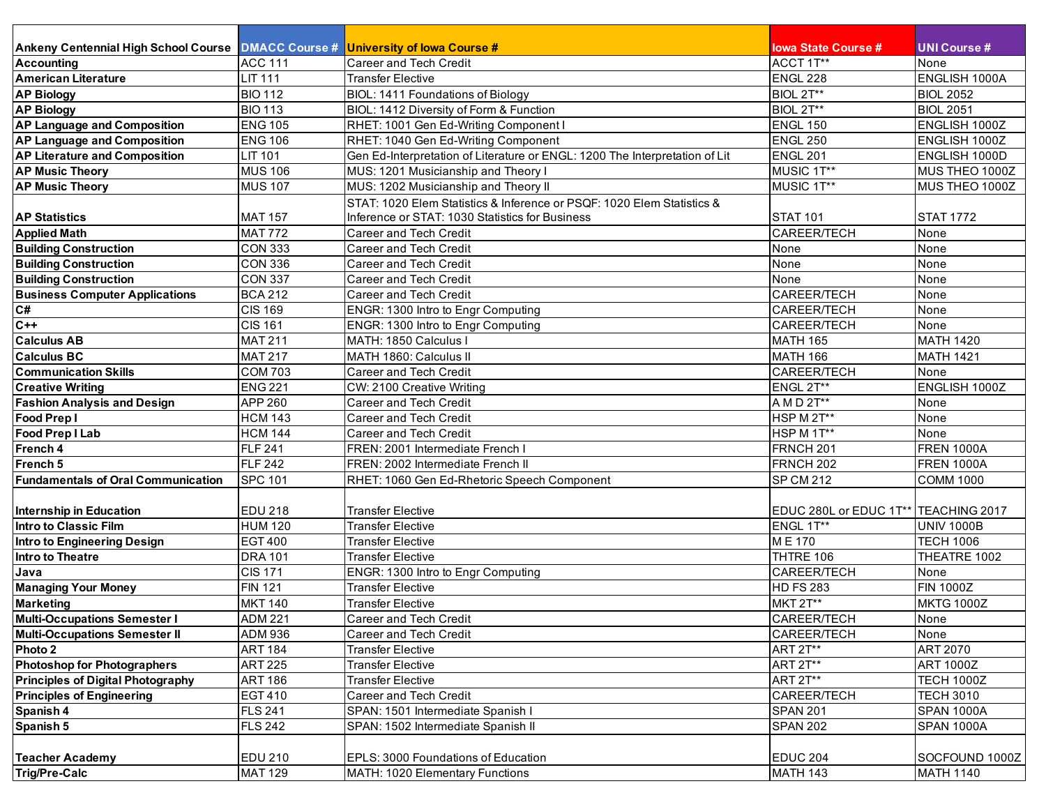| Ankeny Centennial High School Course | DMACC Course # | University of Iowa Course # | Iowa State Course # | UNI Course # |
|---|---|---|---|---|
| Accounting | ACC 111 | Career and Tech Credit | ACCT 1T** | None |
| American Literature | LIT 111 | Transfer Elective | ENGL 228 | ENGLISH 1000A |
| AP Biology | BIO 112 | BIOL: 1411 Foundations of Biology | BIOL 2T** | BIOL 2052 |
| AP Biology | BIO 113 | BIOL: 1412 Diversity of Form & Function | BIOL 2T** | BIOL 2051 |
| AP Language and Composition | ENG 105 | RHET: 1001 Gen Ed-Writing Component I | ENGL 150 | ENGLISH 1000Z |
| AP Language and Composition | ENG 106 | RHET: 1040 Gen Ed-Writing Component | ENGL 250 | ENGLISH 1000Z |
| AP Literature and Composition | LIT 101 | Gen Ed-Interpretation of Literature or ENGL: 1200 The Interpretation of Lit | ENGL 201 | ENGLISH 1000D |
| AP Music Theory | MUS 106 | MUS: 1201 Musicianship and Theory I | MUSIC 1T** | MUS THEO 1000Z |
| AP Music Theory | MUS 107 | MUS: 1202 Musicianship and Theory II | MUSIC 1T** | MUS THEO 1000Z |
| AP Statistics | MAT 157 | STAT: 1020 Elem Statistics & Inference or PSQF: 1020 Elem Statistics & Inference or STAT: 1030 Statistics for Business | STAT 101 | STAT 1772 |
| Applied Math | MAT 772 | Career and Tech Credit | CAREER/TECH | None |
| Building Construction | CON 333 | Career and Tech Credit | None | None |
| Building Construction | CON 336 | Career and Tech Credit | None | None |
| Building Construction | CON 337 | Career and Tech Credit | None | None |
| Business Computer Applications | BCA 212 | Career and Tech Credit | CAREER/TECH | None |
| C# | CIS 169 | ENGR: 1300 Intro to Engr Computing | CAREER/TECH | None |
| C++ | CIS 161 | ENGR: 1300 Intro to Engr Computing | CAREER/TECH | None |
| Calculus AB | MAT 211 | MATH: 1850 Calculus I | MATH 165 | MATH 1420 |
| Calculus BC | MAT 217 | MATH 1860: Calculus II | MATH 166 | MATH 1421 |
| Communication Skills | COM 703 | Career and Tech Credit | CAREER/TECH | None |
| Creative Writing | ENG 221 | CW: 2100 Creative Writing | ENGL 2T** | ENGLISH 1000Z |
| Fashion Analysis and Design | APP 260 | Career and Tech Credit | A M D 2T** | None |
| Food Prep I | HCM 143 | Career and Tech Credit | HSP M 2T** | None |
| Food Prep I Lab | HCM 144 | Career and Tech Credit | HSP M 1T** | None |
| French 4 | FLF 241 | FREN: 2001 Intermediate French I | FRNCH 201 | FREN 1000A |
| French 5 | FLF 242 | FREN: 2002 Intermediate French II | FRNCH 202 | FREN 1000A |
| Fundamentals of Oral Communication | SPC 101 | RHET: 1060 Gen Ed-Rhetoric Speech Component | SP CM 212 | COMM 1000 |
| Internship in Education | EDU 218 | Transfer Elective | EDUC 280L or EDUC 1T** | TEACHING 2017 |
| Intro to Classic Film | HUM 120 | Transfer Elective | ENGL 1T** | UNIV 1000B |
| Intro to Engineering Design | EGT 400 | Transfer Elective | M E 170 | TECH 1006 |
| Intro to Theatre | DRA 101 | Transfer Elective | THTRE 106 | THEATRE 1002 |
| Java | CIS 171 | ENGR: 1300 Intro to Engr Computing | CAREER/TECH | None |
| Managing Your Money | FIN 121 | Transfer Elective | HD FS 283 | FIN 1000Z |
| Marketing | MKT 140 | Transfer Elective | MKT 2T** | MKTG 1000Z |
| Multi-Occupations Semester I | ADM 221 | Career and Tech Credit | CAREER/TECH | None |
| Multi-Occupations Semester II | ADM 936 | Career and Tech Credit | CAREER/TECH | None |
| Photo 2 | ART 184 | Transfer Elective | ART 2T** | ART 2070 |
| Photoshop for Photographers | ART 225 | Transfer Elective | ART 2T** | ART 1000Z |
| Principles of Digital Photography | ART 186 | Transfer Elective | ART 2T** | TECH 1000Z |
| Principles of Engineering | EGT 410 | Career and Tech Credit | CAREER/TECH | TECH 3010 |
| Spanish 4 | FLS 241 | SPAN: 1501 Intermediate Spanish I | SPAN 201 | SPAN 1000A |
| Spanish 5 | FLS 242 | SPAN: 1502 Intermediate Spanish II | SPAN 202 | SPAN 1000A |
| Teacher Academy | EDU 210 | EPLS: 3000 Foundations of Education | EDUC 204 | SOCFOUND 1000Z |
| Trig/Pre-Calc | MAT 129 | MATH: 1020 Elementary Functions | MATH 143 | MATH 1140 |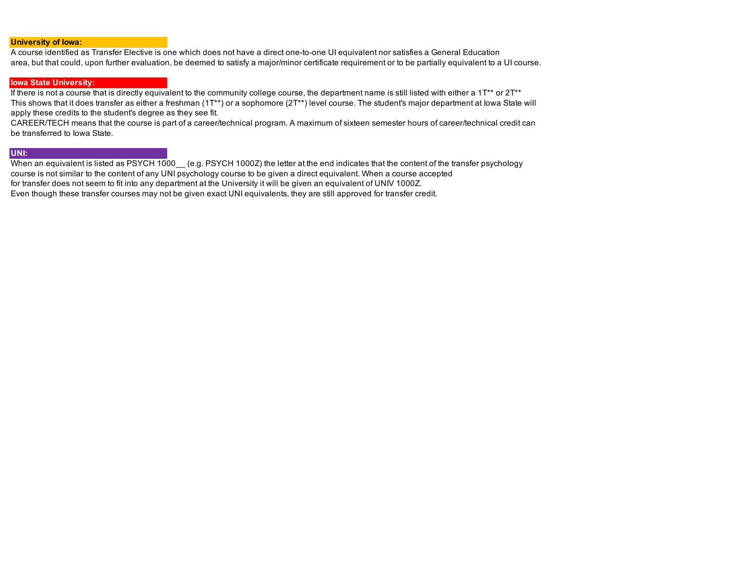**University of Iowa:**

A course identified as Transfer Elective is one which does not have a direct one-to-one UI equivalent nor satisfies a General Education area, but that could, upon further evaluation, be deemed to satisfy a major/minor certificate requirement or to be partially equivalent to a UI course.

**Iowa State University:**

If there is not a course that is directly equivalent to the community college course, the department name is still listed with either a 1T** or 2T**
This shows that it does transfer as either a freshman (1T**) or a sophomore (2T**) level course. The student's major department at Iowa State will apply these credits to the student's degree as they see fit.
CAREER/TECH means that the course is part of a career/technical program. A maximum of sixteen semester hours of career/technical credit can be transferred to Iowa State.

**UNI:**

When an equivalent is listed as PSYCH 1000__ (e.g. PSYCH 1000Z) the letter at the end indicates that the content of the transfer psychology course is not similar to the content of any UNI psychology course to be given a direct equivalent. When a course accepted for transfer does not seem to fit into any department at the University it will be given an equivalent of UNIV 1000Z.
Even though these transfer courses may not be given exact UNI equivalents, they are still approved for transfer credit.